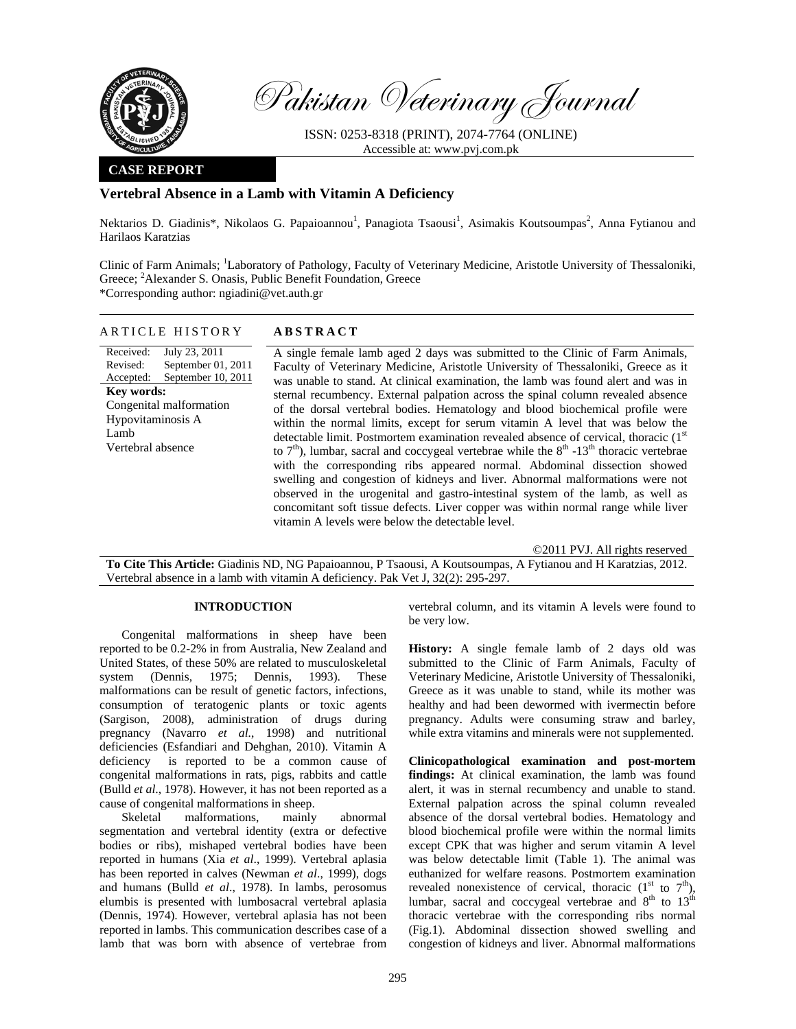**Pakistan Veterinary Journal**

ISSN: 0253-8318 (PRINT), 2074-7764 (ONLINE)
Accessible at: www.pvj.com.pk

**CASE REPORT**

# Vertebral Absence in a Lamb with Vitamin A Deficiency

Nektarios D. Giadinis*, Nikolaos G. Papaioannou[1], Panagiota Tsaousi[1], Asimakis Koutsoumpas[2], Anna Fytianou and Harilaos Karatzias

Clinic of Farm Animals; [1]Laboratory of Pathology, Faculty of Veterinary Medicine, Aristotle University of Thessaloniki, Greece; [2]Alexander S. Onasis, Public Benefit Foundation, Greece
*Corresponding author: ngiadini@vet.auth.gr

## ARTICLE HISTORY

Received: July 23, 2011
Revised: September 01, 2011
Accepted: September 10, 2011

**Key words:**
Congenital malformation
Hypovitaminosis A
Lamb
Vertebral absence

## ABSTRACT

A single female lamb aged 2 days was submitted to the Clinic of Farm Animals, Faculty of Veterinary Medicine, Aristotle University of Thessaloniki, Greece as it was unable to stand. At clinical examination, the lamb was found alert and was in sternal recumbency. External palpation across the spinal column revealed absence of the dorsal vertebral bodies. Hematology and blood biochemical profile were within the normal limits, except for serum vitamin A level that was below the detectable limit. Postmortem examination revealed absence of cervical, thoracic (1st to 7th), lumbar, sacral and coccygeal vertebrae while the 8th -13th thoracic vertebrae with the corresponding ribs appeared normal. Abdominal dissection showed swelling and congestion of kidneys and liver. Abnormal malformations were not observed in the urogenital and gastro-intestinal system of the lamb, as well as concomitant soft tissue defects. Liver copper was within normal range while liver vitamin A levels were below the detectable level.

©2011 PVJ. All rights reserved

**To Cite This Article:** Giadinis ND, NG Papaioannou, P Tsaousi, A Koutsoumpas, A Fytianou and H Karatzias, 2012. Vertebral absence in a lamb with vitamin A deficiency. Pak Vet J, 32(2): 295-297.

## INTRODUCTION

Congenital malformations in sheep have been reported to be 0.2-2% in from Australia, New Zealand and United States, of these 50% are related to musculoskeletal system (Dennis, 1975; Dennis, 1993). These malformations can be result of genetic factors, infections, consumption of teratogenic plants or toxic agents (Sargison, 2008), administration of drugs during pregnancy (Navarro *et al.*, 1998) and nutritional deficiencies (Esfandiari and Dehghan, 2010). Vitamin A deficiency is reported to be a common cause of congenital malformations in rats, pigs, rabbits and cattle (Bulld *et al*., 1978). However, it has not been reported as a cause of congenital malformations in sheep.

Skeletal malformations, mainly abnormal segmentation and vertebral identity (extra or defective bodies or ribs), mishaped vertebral bodies have been reported in humans (Xia *et al*., 1999). Vertebral aplasia has been reported in calves (Newman *et al*., 1999), dogs and humans (Bulld *et al*., 1978). In lambs, perosomus elumbis is presented with lumbosacral vertebral aplasia (Dennis, 1974). However, vertebral aplasia has not been reported in lambs. This communication describes case of a lamb that was born with absence of vertebrae from vertebral column, and its vitamin A levels were found to be very low.

**History:** A single female lamb of 2 days old was submitted to the Clinic of Farm Animals, Faculty of Veterinary Medicine, Aristotle University of Thessaloniki, Greece as it was unable to stand, while its mother was healthy and had been dewormed with ivermectin before pregnancy. Adults were consuming straw and barley, while extra vitamins and minerals were not supplemented.

**Clinicopathological examination and post-mortem findings:** At clinical examination, the lamb was found alert, it was in sternal recumbency and unable to stand. External palpation across the spinal column revealed absence of the dorsal vertebral bodies. Hematology and blood biochemical profile were within the normal limits except CPK that was higher and serum vitamin A level was below detectable limit (Table 1). The animal was euthanized for welfare reasons. Postmortem examination revealed nonexistence of cervical, thoracic (1st to 7th), lumbar, sacral and coccygeal vertebrae and 8th to 13th thoracic vertebrae with the corresponding ribs normal (Fig.1). Abdominal dissection showed swelling and congestion of kidneys and liver. Abnormal malformations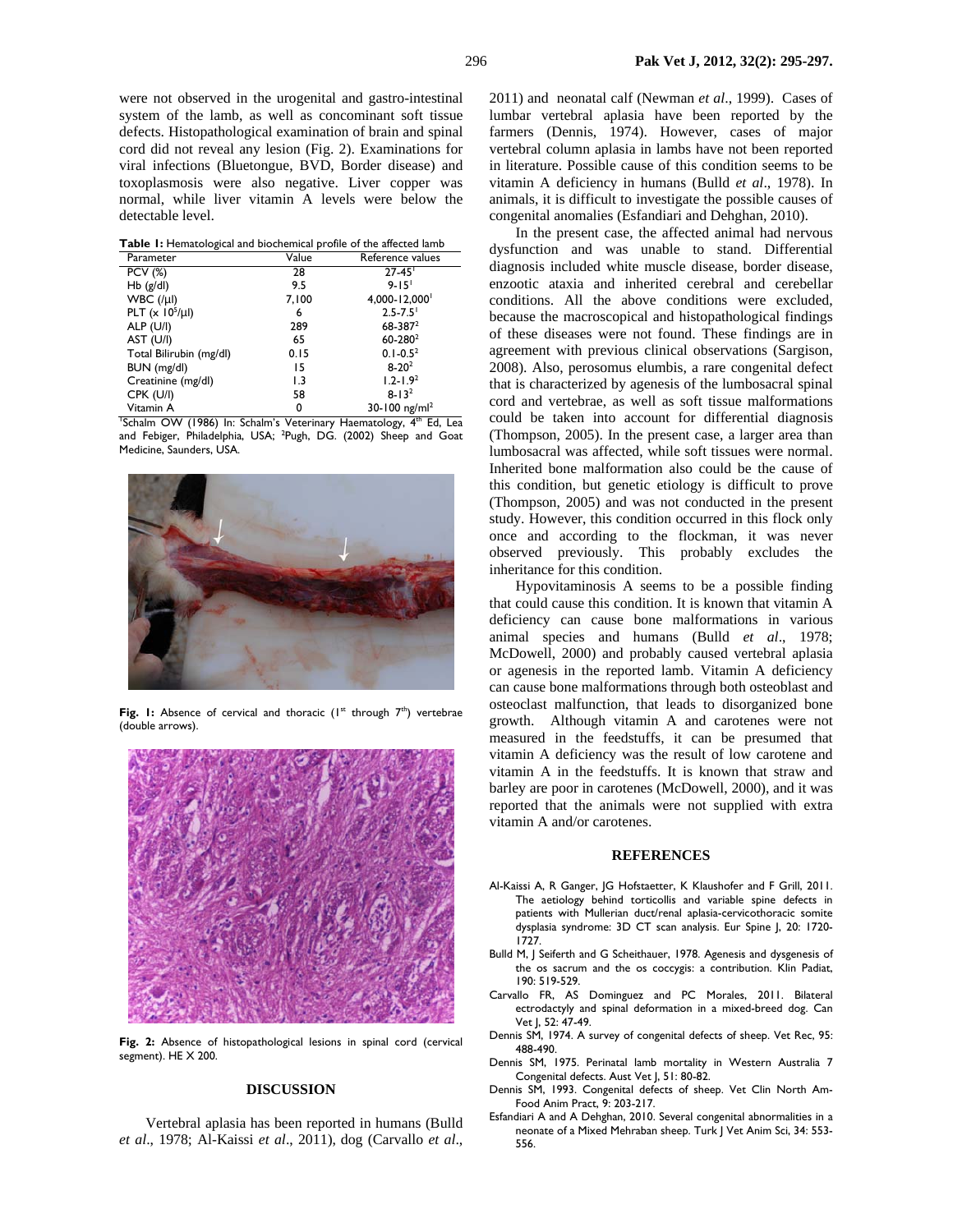were not observed in the urogenital and gastro-intestinal system of the lamb, as well as concominant soft tissue defects. Histopathological examination of brain and spinal cord did not reveal any lesion (Fig. 2). Examinations for viral infections (Bluetongue, BVD, Border disease) and toxoplasmosis were also negative. Liver copper was normal, while liver vitamin A levels were below the detectable level.

**Table 1:** Hematological and biochemical profile of the affected lamb

| Parameter | Value | Reference values |
|---|---|---|
| PCV (%) | 28 | 27-45[1] |
| Hb (g/dl) | 9.5 | 9-15[1] |
| WBC (/µl) | 7,100 | 4,000-12,000[1] |
| PLT (x $10^5$/µl) | 6 | 2.5-7.5[1] |
| ALP (U/l) | 289 | 68-387[2] |
| AST (U/l) | 65 | 60-280[2] |
| Total Bilirubin (mg/dl) | 0.15 | 0.1-0.5[2] |
| BUN (mg/dl) | 15 | 8-20[2] |
| Creatinine (mg/dl) | 1.3 | 1.2-1.9[2] |
| CPK (U/l) | 58 | 8-13[2] |
| Vitamin A | 0 | 30-100 ng/ml[2] |

[1]Schalm OW (1986) In: Schalm's Veterinary Haematology, 4th Ed, Lea and Febiger, Philadelphia, USA; [2]Pugh, DG. (2002) Sheep and Goat Medicine, Saunders, USA.

**Fig. 1:** Absence of cervical and thoracic (1st through 7th) vertebrae (double arrows).

**Fig. 2:** Absence of histopathological lesions in spinal cord (cervical segment). HE X 200.

## DISCUSSION

Vertebral aplasia has been reported in humans (Bulld *et al*., 1978; Al-Kaissi *et al*., 2011), dog (Carvallo *et al*., 2011) and neonatal calf (Newman *et al*., 1999). Cases of lumbar vertebral aplasia have been reported by the farmers (Dennis, 1974). However, cases of major vertebral column aplasia in lambs have not been reported in literature. Possible cause of this condition seems to be vitamin A deficiency in humans (Bulld *et al*., 1978). In animals, it is difficult to investigate the possible causes of congenital anomalies (Esfandiari and Dehghan, 2010).

In the present case, the affected animal had nervous dysfunction and was unable to stand. Differential diagnosis included white muscle disease, border disease, enzootic ataxia and inherited cerebral and cerebellar conditions. All the above conditions were excluded, because the macroscopical and histopathological findings of these diseases were not found. These findings are in agreement with previous clinical observations (Sargison, 2008). Also, perosomus elumbis, a rare congenital defect that is characterized by agenesis of the lumbosacral spinal cord and vertebrae, as well as soft tissue malformations could be taken into account for differential diagnosis (Thompson, 2005). In the present case, a larger area than lumbosacral was affected, while soft tissues were normal. Inherited bone malformation also could be the cause of this condition, but genetic etiology is difficult to prove (Thompson, 2005) and was not conducted in the present study. However, this condition occurred in this flock only once and according to the flockman, it was never observed previously. This probably excludes the inheritance for this condition.

Hypovitaminosis A seems to be a possible finding that could cause this condition. It is known that vitamin A deficiency can cause bone malformations in various animal species and humans (Bulld *et al*., 1978; McDowell, 2000) and probably caused vertebral aplasia or agenesis in the reported lamb. Vitamin A deficiency can cause bone malformations through both osteoblast and osteoclast malfunction, that leads to disorganized bone growth. Although vitamin A and carotenes were not measured in the feedstuffs, it can be presumed that vitamin A deficiency was the result of low carotene and vitamin A in the feedstuffs. It is known that straw and barley are poor in carotenes (McDowell, 2000), and it was reported that the animals were not supplied with extra vitamin A and/or carotenes.

## REFERENCES

Al-Kaissi A, R Ganger, JG Hofstaetter, K Klaushofer and F Grill, 2011. The aetiology behind torticollis and variable spine defects in patients with Mullerian duct/renal aplasia-cervicothoracic somite dysplasia syndrome: 3D CT scan analysis. Eur Spine J, 20: 1720-1727.

Bulld M, J Seiferth and G Scheithauer, 1978. Agenesis and dysgenesis of the os sacrum and the os coccygis: a contribution. Klin Padiat, 190: 519-529.

Carvallo FR, AS Dominguez and PC Morales, 2011. Bilateral ectrodactyly and spinal deformation in a mixed-breed dog. Can Vet J, 52: 47-49.

Dennis SM, 1974. A survey of congenital defects of sheep. Vet Rec, 95: 488-490.

Dennis SM, 1975. Perinatal lamb mortality in Western Australia 7 Congenital defects. Aust Vet J, 51: 80-82.

Dennis SM, 1993. Congenital defects of sheep. Vet Clin North Am-Food Anim Pract, 9: 203-217.

Esfandiari A and A Dehghan, 2010. Several congenital abnormalities in a neonate of a Mixed Mehraban sheep. Turk J Vet Anim Sci, 34: 553-556.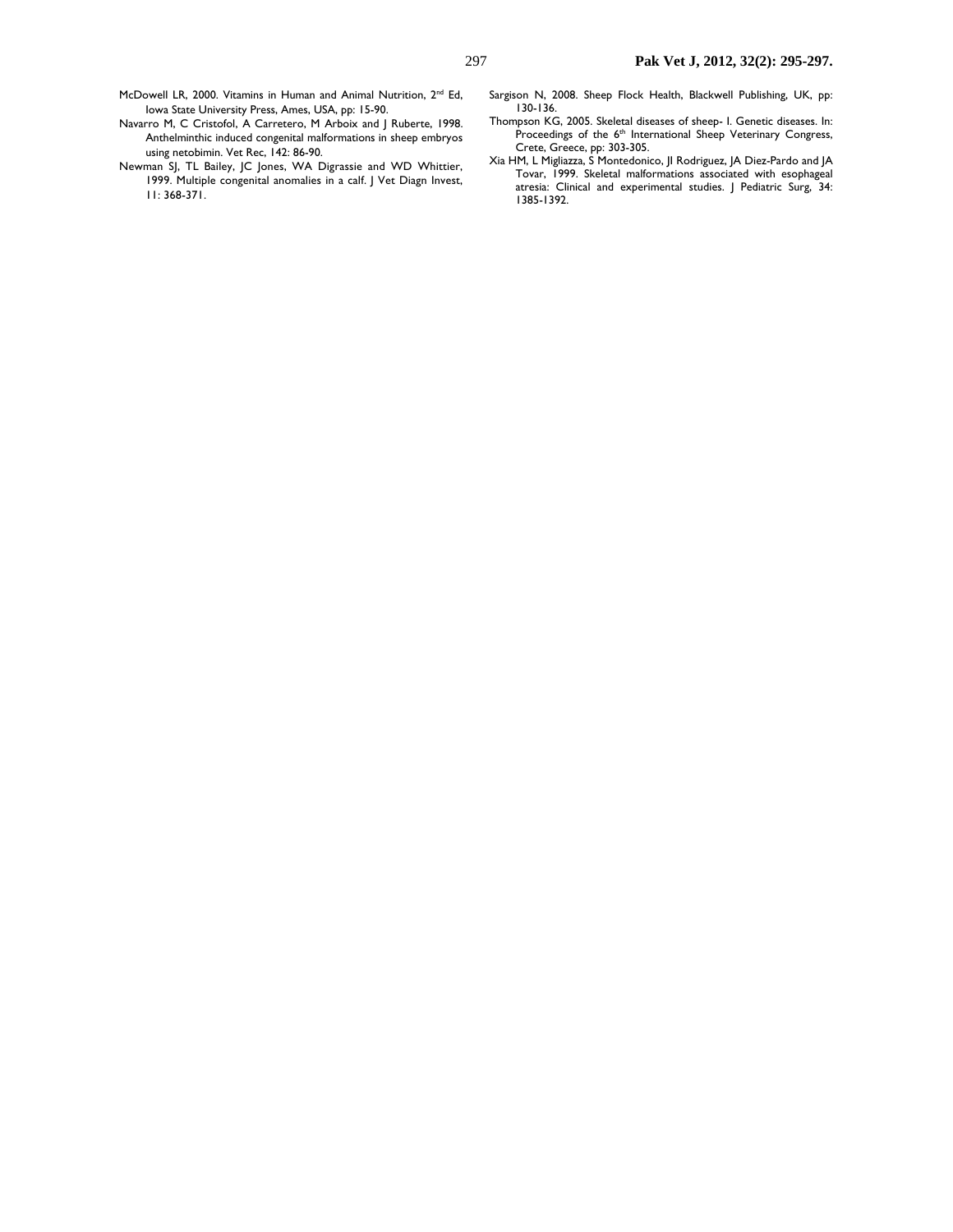McDowell LR, 2000. Vitamins in Human and Animal Nutrition, 2nd Ed, Iowa State University Press, Ames, USA, pp: 15-90.

Navarro M, C Cristofol, A Carretero, M Arboix and J Ruberte, 1998. Anthelminthic induced congenital malformations in sheep embryos using netobimin. Vet Rec, 142: 86-90.

Newman SJ, TL Bailey, JC Jones, WA Digrassie and WD Whittier, 1999. Multiple congenital anomalies in a calf. J Vet Diagn Invest, 11: 368-371.

Sargison N, 2008. Sheep Flock Health, Blackwell Publishing, UK, pp: 130-136.

Thompson KG, 2005. Skeletal diseases of sheep- I. Genetic diseases. In: Proceedings of the 6th International Sheep Veterinary Congress, Crete, Greece, pp: 303-305.

Xia HM, L Migliazza, S Montedonico, JI Rodriguez, JA Diez-Pardo and JA Tovar, 1999. Skeletal malformations associated with esophageal atresia: Clinical and experimental studies. J Pediatric Surg, 34: 1385-1392.